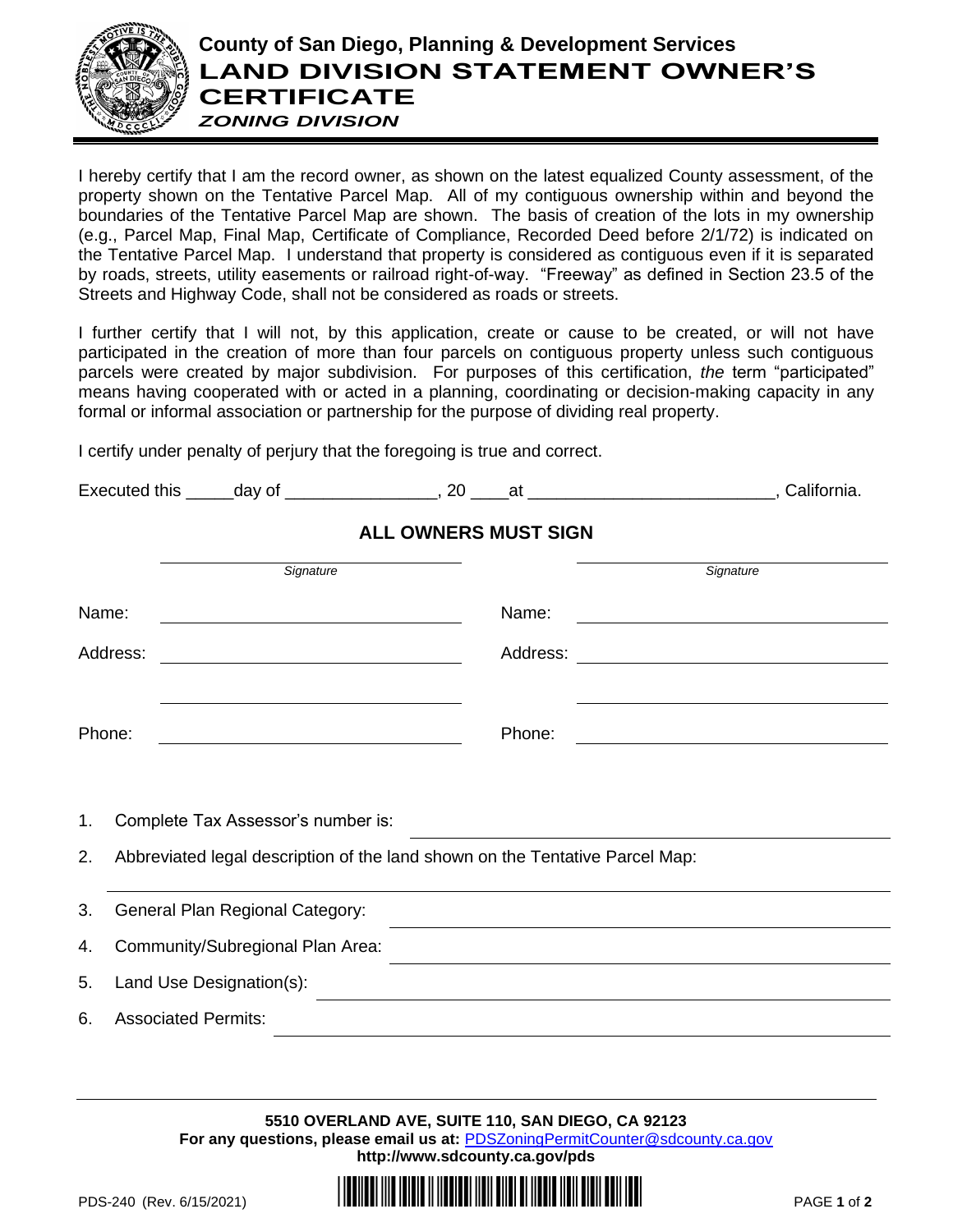# County of San Diego, Planning & Development Services

# LAND DIVISION STATEMENT OWNER'S CERTIFICATE

***ZONING DIVISION***

I hereby certify that I am the record owner, as shown on the latest equalized County assessment, of the property shown on the Tentative Parcel Map. All of my contiguous ownership within and beyond the boundaries of the Tentative Parcel Map are shown. The basis of creation of the lots in my ownership (e.g., Parcel Map, Final Map, Certificate of Compliance, Recorded Deed before 2/1/72) is indicated on the Tentative Parcel Map. I understand that property is considered as contiguous even if it is separated by roads, streets, utility easements or railroad right-of-way. "Freeway" as defined in Section 23.5 of the Streets and Highway Code, shall not be considered as roads or streets.

I further certify that I will not, by this application, create or cause to be created, or will not have participated in the creation of more than four parcels on contiguous property unless such contiguous parcels were created by major subdivision. For purposes of this certification, *the* term "participated" means having cooperated with or acted in a planning, coordinating or decision-making capacity in any formal or informal association or partnership for the purpose of dividing real property.

I certify under penalty of perjury that the foregoing is true and correct.

Executed this _____day of _______________, 20 ____at _________________________, California.

**ALL OWNERS MUST SIGN**

| ______________________ | ______________________ |
|---|---|
| *Signature* | *Signature* |
| Name: ______________________ | Name: ______________________ |
| Address: ______________________ | Address: ______________________ |
| ______________________ | ______________________ |
| Phone: ______________________ | Phone: ______________________ |

1. Complete Tax Assessor's number is: ______________________
2. Abbreviated legal description of the land shown on the Tentative Parcel Map: ______________________
3. General Plan Regional Category: ______________________
4. Community/Subregional Plan Area: ______________________
5. Land Use Designation(s): ______________________
6. Associated Permits: ______________________

**5510 OVERLAND AVE, SUITE 110, SAN DIEGO, CA 92123**
**For any questions, please email us at:** PDSZoningPermitCounter@sdcounty.ca.gov
**http://www.sdcounty.ca.gov/pds**

PDS-240 (Rev. 6/15/2021)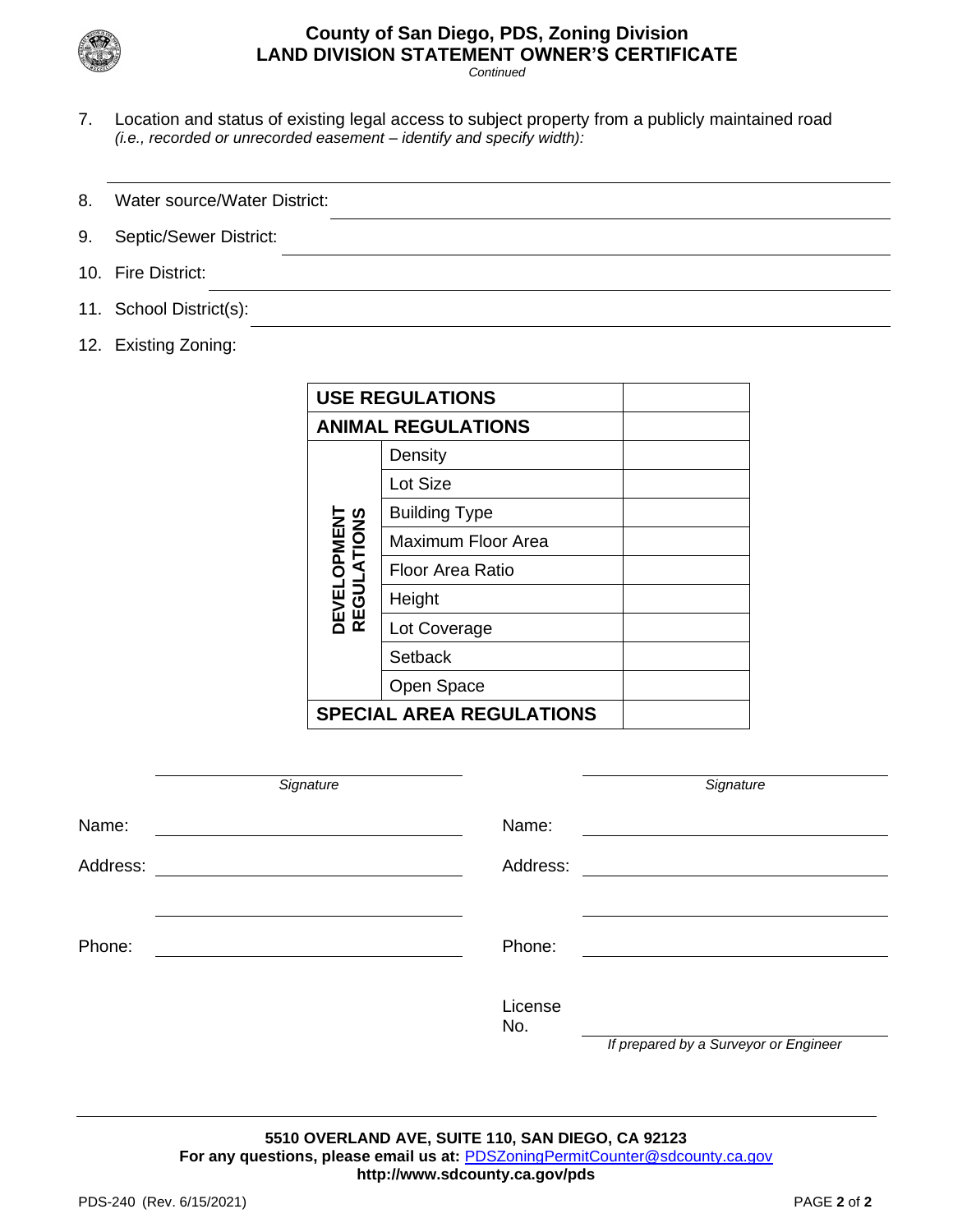# County of San Diego, PDS, Zoning Division
## LAND DIVISION STATEMENT OWNER'S CERTIFICATE
*Continued*

7. Location and status of existing legal access to subject property from a publicly maintained road *(i.e., recorded or unrecorded easement – identify and specify width):*

_______________________________________________

8. Water source/Water District: ______________________

9. Septic/Sewer District: ______________________

10. Fire District: ______________________

11. School District(s): ______________________

12. Existing Zoning:

| | | |
|---|---|---|
| **USE REGULATIONS** | | |
| **ANIMAL REGULATIONS** | | |
| **DEVELOPMENT REGULATIONS** | Density | |
| | Lot Size | |
| | Building Type | |
| | Maximum Floor Area | |
| | Floor Area Ratio | |
| | Height | |
| | Lot Coverage | |
| | Setback | |
| | Open Space | |
| **SPECIAL AREA REGULATIONS** | | |

______________________
*Signature*

Name: ______________________

Address: ______________________

______________________

Phone: ______________________

______________________
*Signature*

Name: ______________________

Address: ______________________

______________________

Phone: ______________________

License No. ______________________
*If prepared by a Surveyor or Engineer*

**5510 OVERLAND AVE, SUITE 110, SAN DIEGO, CA 92123**
**For any questions, please email us at:** PDSZoningPermitCounter@sdcounty.ca.gov
**http://www.sdcounty.ca.gov/pds**

PDS-240 (Rev. 6/15/2021)